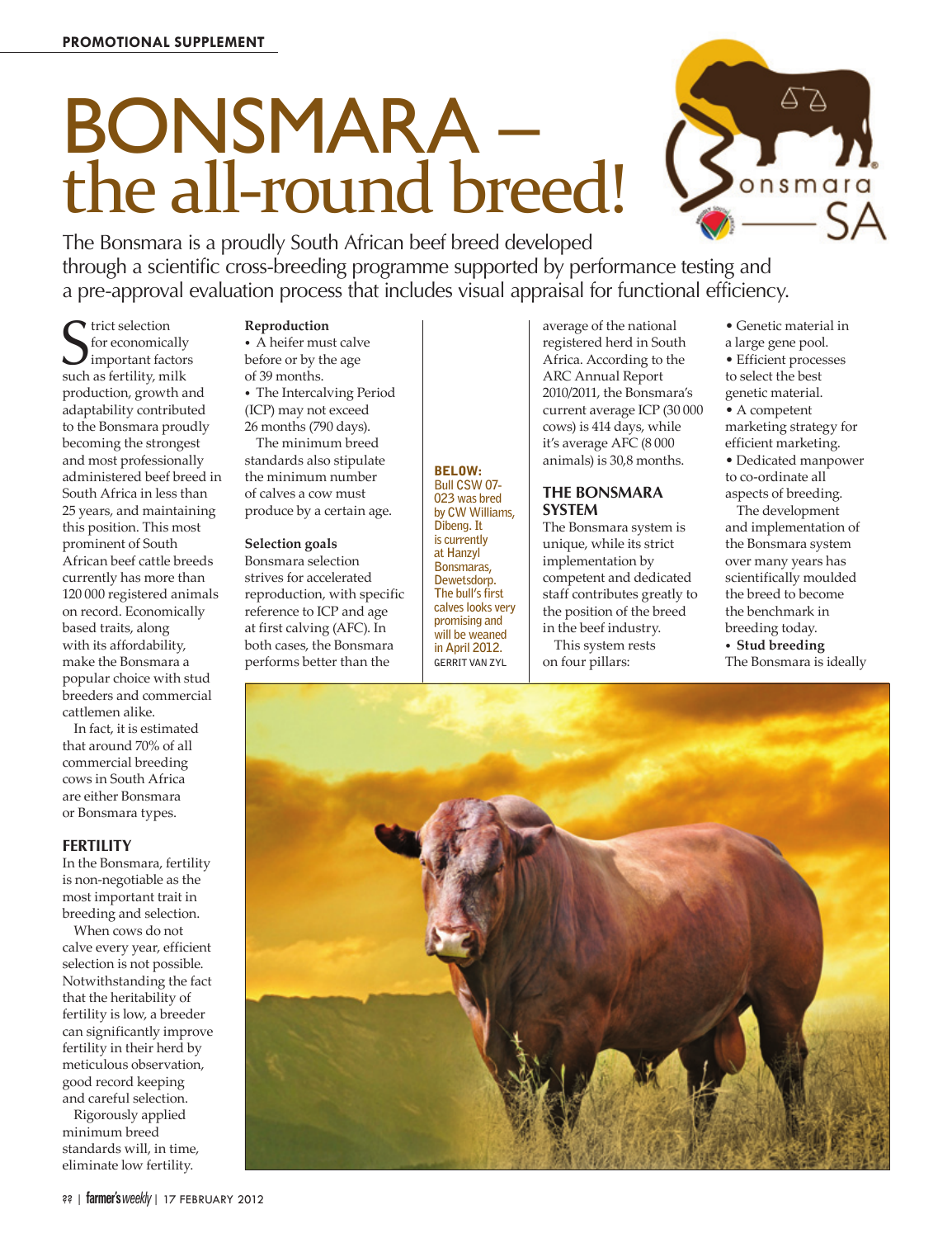PROMOTIONAL SUPPLEMENT

# BONSMARA – the all-round breed!

The Bonsmara is a proudly South African beef breed developed through a scientific cross-breeding programme supported by performance testing and a pre-approval evaluation process that includes visual appraisal for functional efficiency.

Strict selection for economically important factors such as fertility, milk production, growth and adaptability contributed to the Bonsmara proudly becoming the strongest and most professionally administered beef breed in South Africa in less than 25 years, and maintaining this position. This most prominent of South African beef cattle breeds currently has more than 120 000 registered animals on record. Economically based traits, along with its affordability, make the Bonsmara a popular choice with stud breeders and commercial cattlemen alike.

In fact, it is estimated that around 70% of all commercial breeding cows in South Africa are either Bonsmara or Bonsmara types.

## FERTILITY

In the Bonsmara, fertility is non-negotiable as the most important trait in breeding and selection.

When cows do not calve every year, efficient selection is not possible. Notwithstanding the fact that the heritability of fertility is low, a breeder can significantly improve fertility in their herd by meticulous observation, good record keeping and careful selection.

Rigorously applied minimum breed standards will, in time, eliminate low fertility.

**Reproduction**

- A heifer must calve before or by the age of 39 months.
- The Intercalving Period (ICP) may not exceed 26 months (790 days).

The minimum breed standards also stipulate the minimum number of calves a cow must produce by a certain age.

**Selection goals**

Bonsmara selection strives for accelerated reproduction, with specific reference to ICP and age at first calving (AFC). In both cases, the Bonsmara performs better than the average of the national registered herd in South Africa. According to the ARC Annual Report 2010/2011, the Bonsmara's current average ICP (30 000 cows) is 414 days, while it's average AFC (8 000 animals) is 30,8 months.

**BELOW:** Bull CSW 07-023 was bred by CW Williams, Dibeng. It is currently at Hanzyl Bonsmaras, Dewetsdorp. The bull's first calves looks very promising and will be weaned in April 2012. GERRIT VAN ZYL

## THE BONSMARA SYSTEM

The Bonsmara system is unique, while its strict implementation by competent and dedicated staff contributes greatly to the position of the breed in the beef industry.

This system rests on four pillars:

- Genetic material in a large gene pool.
- Efficient processes to select the best genetic material.
- A competent marketing strategy for efficient marketing.
- Dedicated manpower to co-ordinate all aspects of breeding.

The development and implementation of the Bonsmara system over many years has scientifically moulded the breed to become the benchmark in breeding today.

- **Stud breeding**

The Bonsmara is ideally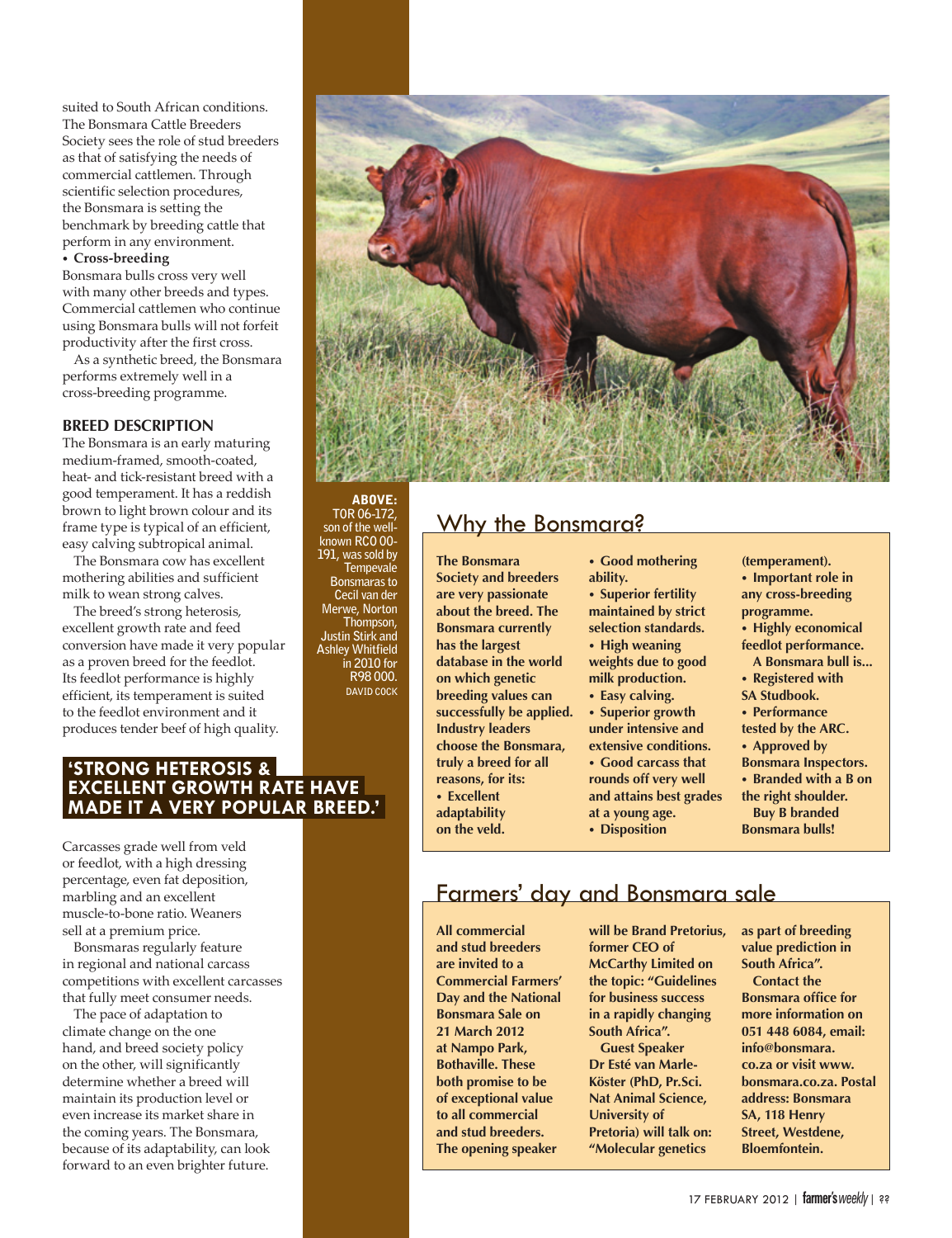suited to South African conditions. The Bonsmara Cattle Breeders Society sees the role of stud breeders as that of satisfying the needs of commercial cattlemen. Through scientific selection procedures, the Bonsmara is setting the benchmark by breeding cattle that perform in any environment.

• **Cross-breeding**

Bonsmara bulls cross very well with many other breeds and types. Commercial cattlemen who continue using Bonsmara bulls will not forfeit productivity after the first cross.

As a synthetic breed, the Bonsmara performs extremely well in a cross-breeding programme.

### BREED DESCRIPTION

The Bonsmara is an early maturing medium-framed, smooth-coated, heat- and tick-resistant breed with a good temperament. It has a reddish brown to light brown colour and its frame type is typical of an efficient, easy calving subtropical animal.

The Bonsmara cow has excellent mothering abilities and sufficient milk to wean strong calves.

The breed's strong heterosis, excellent growth rate and feed conversion have made it very popular as a proven breed for the feedlot. Its feedlot performance is highly efficient, its temperament is suited to the feedlot environment and it produces tender beef of high quality.

**'STRONG HETEROSIS & EXCELLENT GROWTH RATE HAVE MADE IT A VERY POPULAR BREED.'**

Carcasses grade well from veld or feedlot, with a high dressing percentage, even fat deposition, marbling and an excellent muscle-to-bone ratio. Weaners sell at a premium price.

Bonsmaras regularly feature in regional and national carcass competitions with excellent carcasses that fully meet consumer needs.

The pace of adaptation to climate change on the one hand, and breed society policy on the other, will significantly determine whether a breed will maintain its production level or even increase its market share in the coming years. The Bonsmara, because of its adaptability, can look forward to an even brighter future.

**ABOVE:** TOR 06-172, son of the well-known RCO 00-191, was sold by Tempevale Bonsmaras to Cecil van der Merwe, Norton Thompson, Justin Stirk and Ashley Whitfield in 2010 for R98 000. DAVID COCK

## Why the Bonsmara?

**The Bonsmara Society and breeders are very passionate about the breed. The Bonsmara currently has the largest database in the world on which genetic breeding values can successfully be applied. Industry leaders choose the Bonsmara, truly a breed for all reasons, for its:**

- **Excellent adaptability on the veld.**
- **Good mothering ability.**
- **Superior fertility maintained by strict selection standards.**
- **High weaning weights due to good milk production.**
- **Easy calving.**
- **Superior growth under intensive and extensive conditions.**
- **Good carcass that rounds off very well and attains best grades at a young age.**
- **Disposition (temperament).**
- **Important role in any cross-breeding programme.**
- **Highly economical feedlot performance.**

**A Bonsmara bull is...**

- **Registered with SA Studbook.**
- **Performance tested by the ARC.**
- **Approved by Bonsmara Inspectors.**
- **Branded with a B on the right shoulder.**

**Buy B branded Bonsmara bulls!**

## Farmers' day and Bonsmara sale

**All commercial and stud breeders are invited to a Commercial Farmers' Day and the National Bonsmara Sale on 21 March 2012 at Nampo Park, Bothaville. These both promise to be of exceptional value to all commercial and stud breeders. The opening speaker will be Brand Pretorius, former CEO of McCarthy Limited on the topic: "Guidelines for business success in a rapidly changing South Africa".**

**Guest Speaker Dr Esté van Marle-Köster (PhD, Pr.Sci. Nat Animal Science, University of Pretoria) will talk on: "Molecular genetics as part of breeding value prediction in South Africa".**

**Contact the Bonsmara office for more information on 051 448 6084, email: info@bonsmara.co.za or visit www.bonsmara.co.za. Postal address: Bonsmara SA, 118 Henry Street, Westdene, Bloemfontein.**